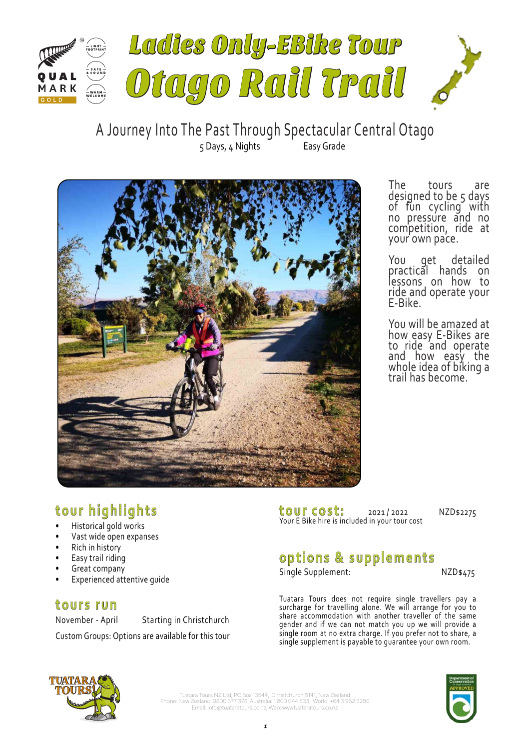# Ladies Only-EBike Tour

# Otago Rail Trail

## A Journey Into The Past Through Spectacular Central Otago

5 Days, 4 Nights    Easy Grade

The tours are designed to be 5 days of fun cycling with no pressure and no competition, ride at your own pace.

You get detailed practical hands on lessons on how to ride and operate your E-Bike.

You will be amazed at how easy E-Bikes are to ride and operate and how easy the whole idea of biking a trail has become.

## tour highlights

- Historical gold works
- Vast wide open expanses
- Rich in history
- Easy trail riding
- Great company
- Experienced attentive guide

## tours run

November - April    Starting in Christchurch

Custom Groups: Options are available for this tour

## tour cost:

2021 / 2022    NZD$2275

Your E Bike hire is included in your tour cost

## options & supplements

Single Supplement:    NZD$475

Tuatara Tours does not require single travellers pay a surcharge for travelling alone. We will arrange for you to share accommodation with another traveller of the same gender and if we can not match you up we will provide a single room at no extra charge. If you prefer not to share, a single supplement is payable to guarantee your own room.

Tuatara Tours NZ Ltd, PO Box 13544, Christchurch 8141, New Zealand
Phone: New Zealand: 0800 377 378, Australia: 1 800 044 633, World: +64 3 962 3280
Email: info@tuataratours.co.nz, Web: www.tuataratours.co.nz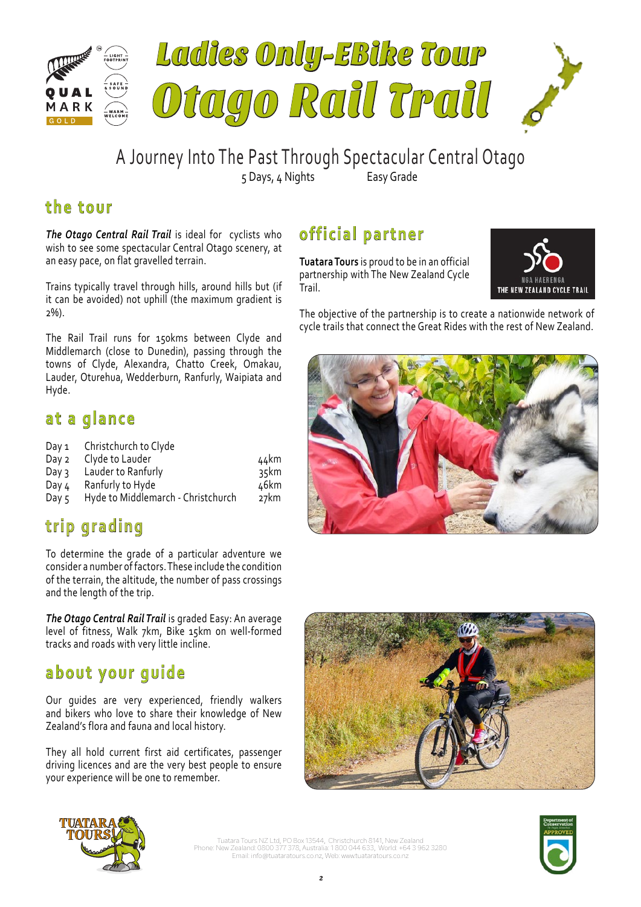# Ladies Only-EBike Tour
# Otago Rail Trail

A Journey Into The Past Through Spectacular Central Otago

5 Days, 4 Nights Easy Grade

## the tour

***The Otago Central Rail Trail*** is ideal for cyclists who wish to see some spectacular Central Otago scenery, at an easy pace, on flat gravelled terrain.

Trains typically travel through hills, around hills but (if it can be avoided) not uphill (the maximum gradient is 2%).

The Rail Trail runs for 150kms between Clyde and Middlemarch (close to Dunedin), passing through the towns of Clyde, Alexandra, Chatto Creek, Omakau, Lauder, Oturehua, Wedderburn, Ranfurly, Waipiata and Hyde.

## at a glance

| | | |
|---|---|---|
| Day 1 | Christchurch to Clyde | |
| Day 2 | Clyde to Lauder | 44km |
| Day 3 | Lauder to Ranfurly | 35km |
| Day 4 | Ranfurly to Hyde | 46km |
| Day 5 | Hyde to Middlemarch - Christchurch | 27km |

## trip grading

To determine the grade of a particular adventure we consider a number of factors. These include the condition of the terrain, the altitude, the number of pass crossings and the length of the trip.

***The Otago Central Rail Trail*** is graded Easy: An average level of fitness, Walk 7km, Bike 15km on well-formed tracks and roads with very little incline.

## about your guide

Our guides are very experienced, friendly walkers and bikers who love to share their knowledge of New Zealand's flora and fauna and local history.

They all hold current first aid certificates, passenger driving licences and are the very best people to ensure your experience will be one to remember.

## official partner

**Tuatara Tours** is proud to be in an official partnership with The New Zealand Cycle Trail.

NGA HAERENGA
THE NEW ZEALAND CYCLE TRAIL

The objective of the partnership is to create a nationwide network of cycle trails that connect the Great Rides with the rest of New Zealand.

Tuatara Tours NZ Ltd, PO Box 13544, Christchurch 8141, New Zealand
Phone: New Zealand: 0800 377 378, Australia: 1 800 044 633, World: +64 3 962 3280
Email: info@tuataratours.co.nz, Web: www.tuataratours.co.nz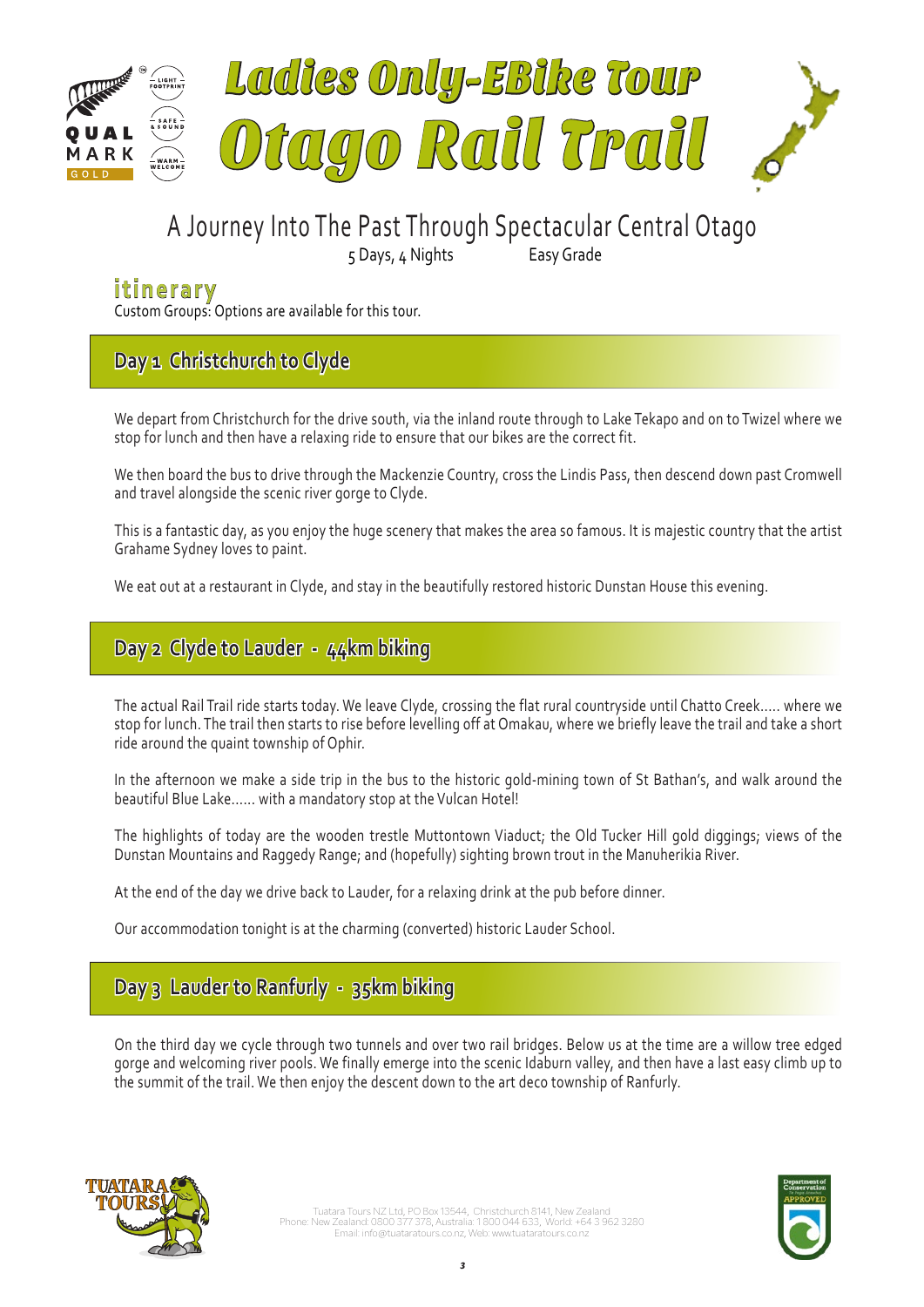# Ladies Only-EBike Tour
# Otago Rail Trail

A Journey Into The Past Through Spectacular Central Otago

5 Days, 4 Nights Easy Grade

## itinerary

Custom Groups: Options are available for this tour.

### Day 1 Christchurch to Clyde

We depart from Christchurch for the drive south, via the inland route through to Lake Tekapo and on to Twizel where we stop for lunch and then have a relaxing ride to ensure that our bikes are the correct fit.

We then board the bus to drive through the Mackenzie Country, cross the Lindis Pass, then descend down past Cromwell and travel alongside the scenic river gorge to Clyde.

This is a fantastic day, as you enjoy the huge scenery that makes the area so famous. It is majestic country that the artist Grahame Sydney loves to paint.

We eat out at a restaurant in Clyde, and stay in the beautifully restored historic Dunstan House this evening.

### Day 2 Clyde to Lauder - 44km biking

The actual Rail Trail ride starts today. We leave Clyde, crossing the flat rural countryside until Chatto Creek..... where we stop for lunch. The trail then starts to rise before levelling off at Omakau, where we briefly leave the trail and take a short ride around the quaint township of Ophir.

In the afternoon we make a side trip in the bus to the historic gold-mining town of St Bathan's, and walk around the beautiful Blue Lake...... with a mandatory stop at the Vulcan Hotel!

The highlights of today are the wooden trestle Muttontown Viaduct; the Old Tucker Hill gold diggings; views of the Dunstan Mountains and Raggedy Range; and (hopefully) sighting brown trout in the Manuherikia River.

At the end of the day we drive back to Lauder, for a relaxing drink at the pub before dinner.

Our accommodation tonight is at the charming (converted) historic Lauder School.

### Day 3 Lauder to Ranfurly - 35km biking

On the third day we cycle through two tunnels and over two rail bridges. Below us at the time are a willow tree edged gorge and welcoming river pools. We finally emerge into the scenic Idaburn valley, and then have a last easy climb up to the summit of the trail. We then enjoy the descent down to the art deco township of Ranfurly.

Tuatara Tours NZ Ltd, PO Box 13544, Christchurch 8141, New Zealand
Phone: New Zealand: 0800 377 378, Australia: 1 800 044 633, World: +64 3 962 3280
Email: info@tuataratours.co.nz, Web: www.tuataratours.co.nz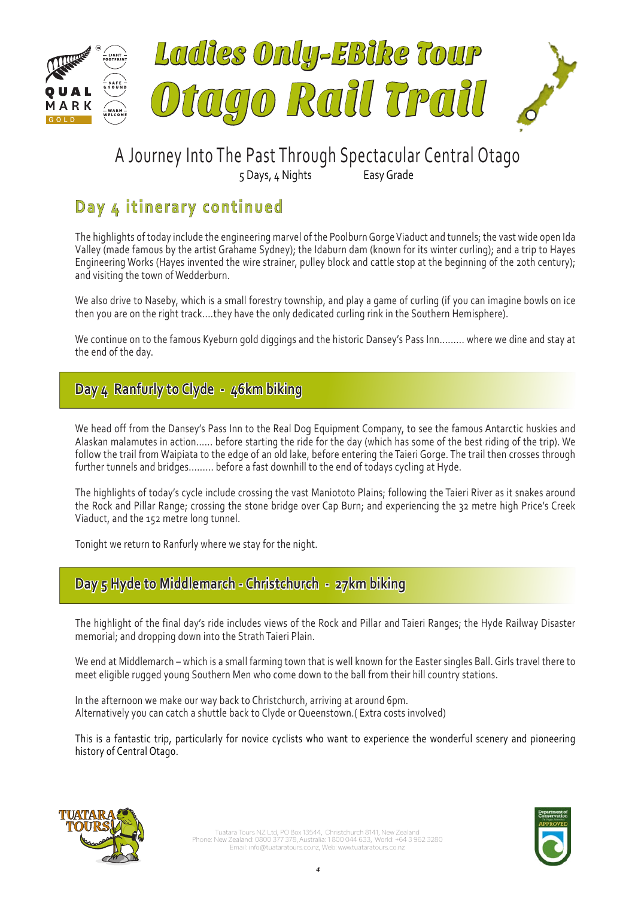# Ladies Only-EBike Tour
# Otago Rail Trail

## A Journey Into The Past Through Spectacular Central Otago

5 Days, 4 Nights Easy Grade

## Day 4 itinerary continued

The highlights of today include the engineering marvel of the Poolburn Gorge Viaduct and tunnels; the vast wide open Ida Valley (made famous by the artist Grahame Sydney); the Idaburn dam (known for its winter curling); and a trip to Hayes Engineering Works (Hayes invented the wire strainer, pulley block and cattle stop at the beginning of the 20th century); and visiting the town of Wedderburn.

We also drive to Naseby, which is a small forestry township, and play a game of curling (if you can imagine bowls on ice then you are on the right track....they have the only dedicated curling rink in the Southern Hemisphere).

We continue on to the famous Kyeburn gold diggings and the historic Dansey's Pass Inn......... where we dine and stay at the end of the day.

## Day 4 Ranfurly to Clyde - 46km biking

We head off from the Dansey's Pass Inn to the Real Dog Equipment Company, to see the famous Antarctic huskies and Alaskan malamutes in action...... before starting the ride for the day (which has some of the best riding of the trip). We follow the trail from Waipiata to the edge of an old lake, before entering the Taieri Gorge. The trail then crosses through further tunnels and bridges......... before a fast downhill to the end of todays cycling at Hyde.

The highlights of today's cycle include crossing the vast Maniototo Plains; following the Taieri River as it snakes around the Rock and Pillar Range; crossing the stone bridge over Cap Burn; and experiencing the 32 metre high Price's Creek Viaduct, and the 152 metre long tunnel.

Tonight we return to Ranfurly where we stay for the night.

## Day 5 Hyde to Middlemarch - Christchurch - 27km biking

The highlight of the final day's ride includes views of the Rock and Pillar and Taieri Ranges; the Hyde Railway Disaster memorial; and dropping down into the Strath Taieri Plain.

We end at Middlemarch – which is a small farming town that is well known for the Easter singles Ball. Girls travel there to meet eligible rugged young Southern Men who come down to the ball from their hill country stations.

In the afternoon we make our way back to Christchurch, arriving at around 6pm.
Alternatively you can catch a shuttle back to Clyde or Queenstown.( Extra costs involved)

This is a fantastic trip, particularly for novice cyclists who want to experience the wonderful scenery and pioneering history of Central Otago.

Tuatara Tours NZ Ltd, PO Box 13544, Christchurch 8141, New Zealand
Phone: New Zealand: 0800 377 378, Australia: 1 800 044 633, World: +64 3 962 3280
Email: info@tuataratours.co.nz, Web: www.tuataratours.co.nz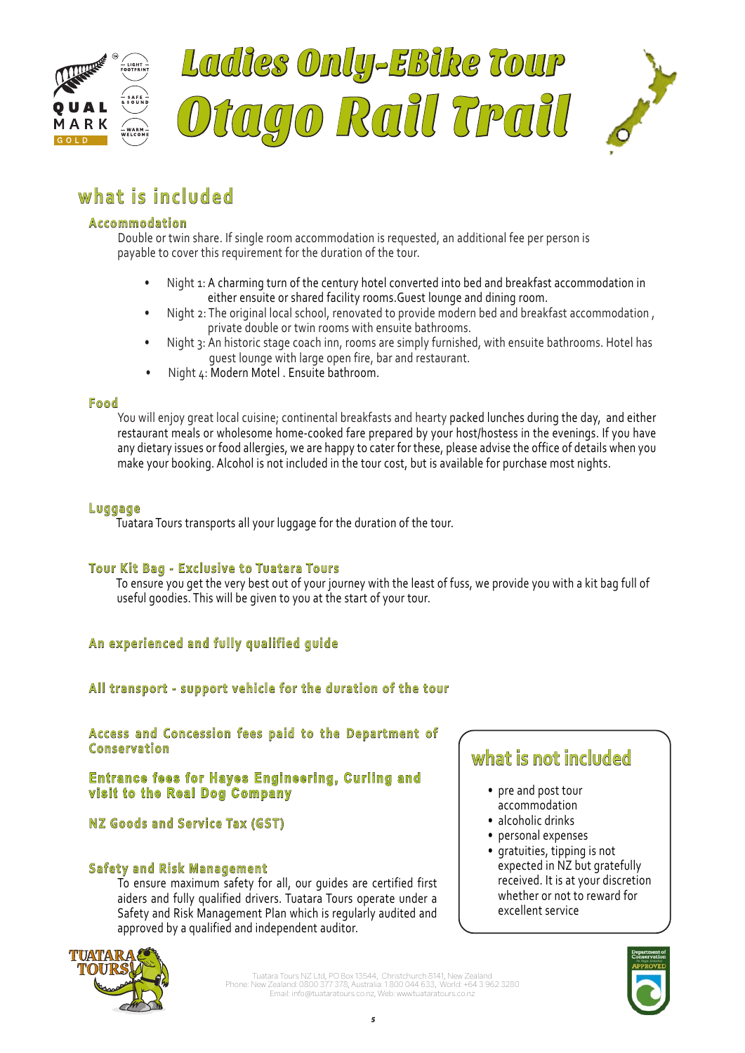# Ladies Only-EBike Tour
# Otago Rail Trail

## what is included

### Accommodation

Double or twin share. If single room accommodation is requested, an additional fee per person is payable to cover this requirement for the duration of the tour.

- Night 1: A charming turn of the century hotel converted into bed and breakfast accommodation in either ensuite or shared facility rooms.Guest lounge and dining room.
- Night 2: The original local school, renovated to provide modern bed and breakfast accommodation , private double or twin rooms with ensuite bathrooms.
- Night 3: An historic stage coach inn, rooms are simply furnished, with ensuite bathrooms. Hotel has guest lounge with large open fire, bar and restaurant.
- Night 4: Modern Motel . Ensuite bathroom.

### Food

You will enjoy great local cuisine; continental breakfasts and hearty packed lunches during the day, and either restaurant meals or wholesome home-cooked fare prepared by your host/hostess in the evenings. If you have any dietary issues or food allergies, we are happy to cater for these, please advise the office of details when you make your booking. Alcohol is not included in the tour cost, but is available for purchase most nights.

### Luggage

Tuatara Tours transports all your luggage for the duration of the tour.

### Tour Kit Bag - Exclusive to Tuatara Tours

To ensure you get the very best out of your journey with the least of fuss, we provide you with a kit bag full of useful goodies. This will be given to you at the start of your tour.

### An experienced and fully qualified guide

### All transport - support vehicle for the duration of the tour

### Access and Concession fees paid to the Department of Conservation

### Entrance fees for Hayes Engineering, Curling and visit to the Real Dog Company

### NZ Goods and Service Tax (GST)

### Safety and Risk Management

To ensure maximum safety for all, our guides are certified first aiders and fully qualified drivers. Tuatara Tours operate under a Safety and Risk Management Plan which is regularly audited and approved by a qualified and independent auditor.

## what is not included

- pre and post tour accommodation
- alcoholic drinks
- personal expenses
- gratuities, tipping is not expected in NZ but gratefully received. It is at your discretion whether or not to reward for excellent service

Tuatara Tours NZ Ltd, PO Box 13544, Christchurch 8141, New Zealand
Phone: New Zealand: 0800 377 378, Australia: 1 800 044 633, World: +64 3 962 3280
Email: info@tuataratours.co.nz, Web: www.tuataratours.co.nz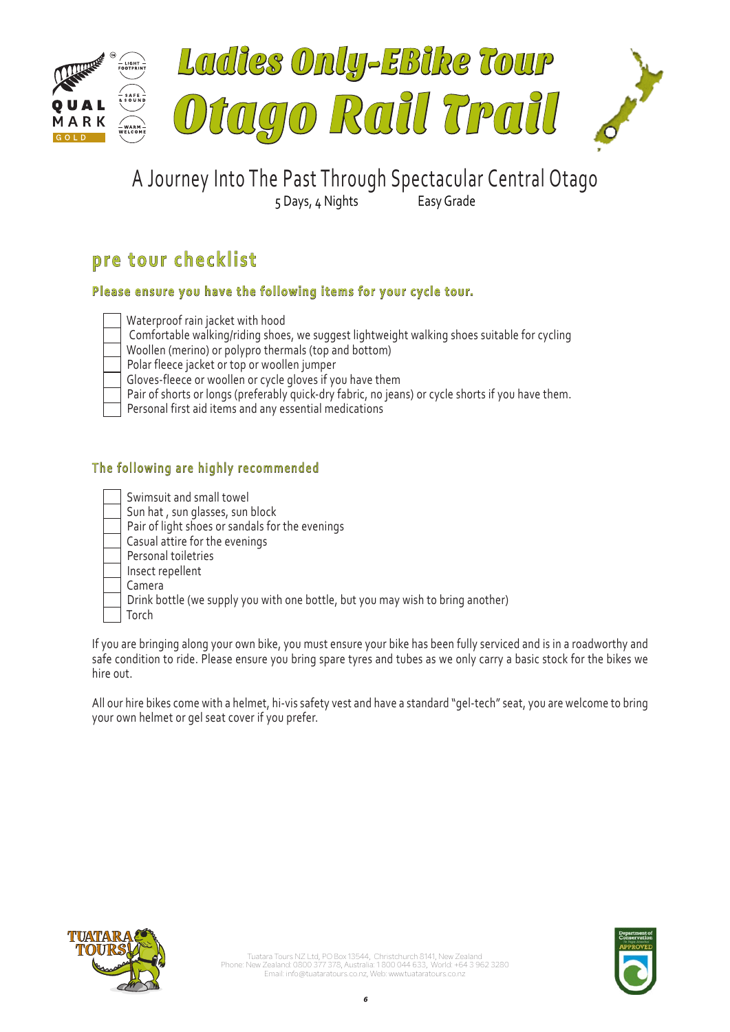# Ladies Only-EBike Tour
# Otago Rail Trail

A Journey Into The Past Through Spectacular Central Otago

5 Days, 4 Nights Easy Grade

## pre tour checklist

### Please ensure you have the following items for your cycle tour.

- [ ] Waterproof rain jacket with hood
- [ ] Comfortable walking/riding shoes, we suggest lightweight walking shoes suitable for cycling
- [ ] Woollen (merino) or polypro thermals (top and bottom)
- [ ] Polar fleece jacket or top or woollen jumper
- [ ] Gloves-fleece or woollen or cycle gloves if you have them
- [ ] Pair of shorts or longs (preferably quick-dry fabric, no jeans) or cycle shorts if you have them.
- [ ] Personal first aid items and any essential medications

### The following are highly recommended

- [ ] Swimsuit and small towel
- [ ] Sun hat , sun glasses, sun block
- [ ] Pair of light shoes or sandals for the evenings
- [ ] Casual attire for the evenings
- [ ] Personal toiletries
- [ ] Insect repellent
- [ ] Camera
- [ ] Drink bottle (we supply you with one bottle, but you may wish to bring another)
- [ ] Torch

If you are bringing along your own bike, you must ensure your bike has been fully serviced and is in a roadworthy and safe condition to ride. Please ensure you bring spare tyres and tubes as we only carry a basic stock for the bikes we hire out.

All our hire bikes come with a helmet, hi-vis safety vest and have a standard "gel-tech" seat, you are welcome to bring your own helmet or gel seat cover if you prefer.

Tuatara Tours NZ Ltd, PO Box 13544, Christchurch 8141, New Zealand
Phone: New Zealand: 0800 377 378, Australia: 1 800 044 633, World: +64 3 962 3280
Email: info@tuataratours.co.nz, Web: www.tuataratours.co.nz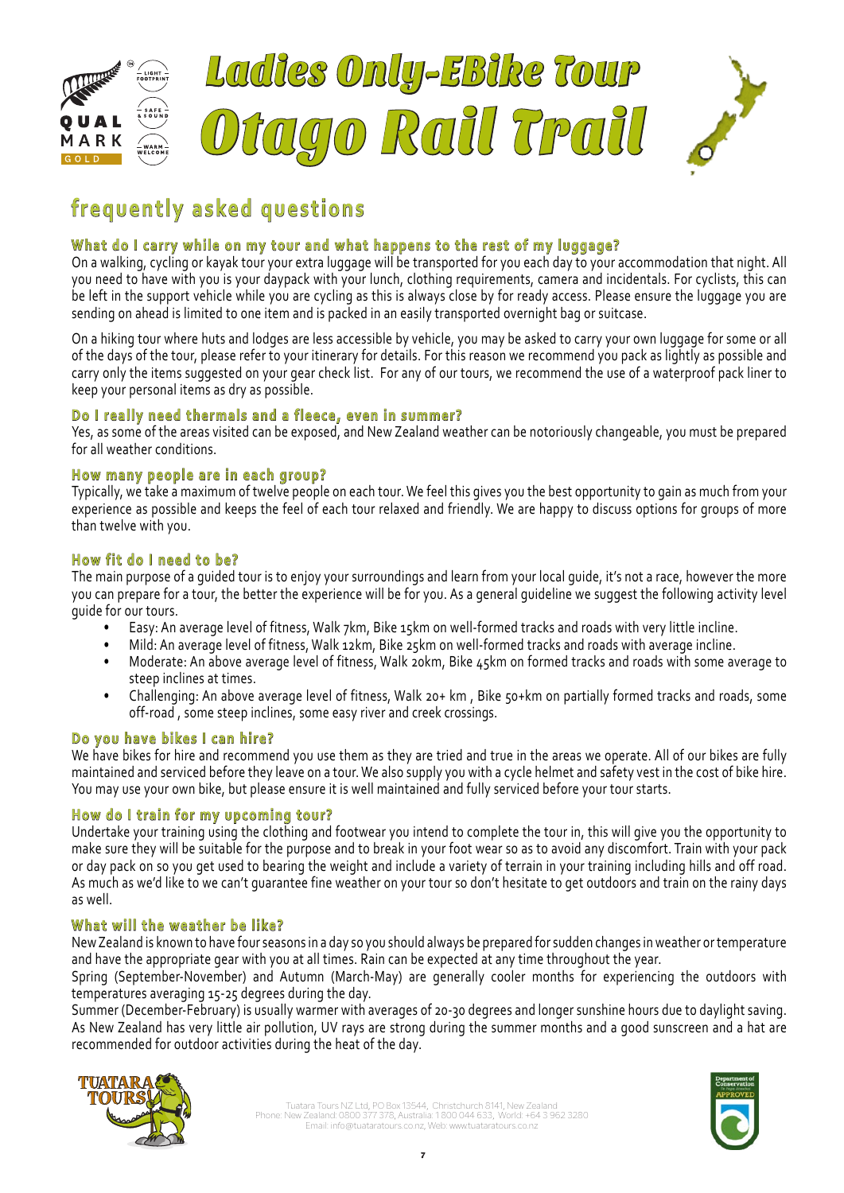# Ladies Only-EBike Tour
# Otago Rail Trail

## frequently asked questions

### What do I carry while on my tour and what happens to the rest of my luggage?

On a walking, cycling or kayak tour your extra luggage will be transported for you each day to your accommodation that night. All you need to have with you is your daypack with your lunch, clothing requirements, camera and incidentals. For cyclists, this can be left in the support vehicle while you are cycling as this is always close by for ready access. Please ensure the luggage you are sending on ahead is limited to one item and is packed in an easily transported overnight bag or suitcase.

On a hiking tour where huts and lodges are less accessible by vehicle, you may be asked to carry your own luggage for some or all of the days of the tour, please refer to your itinerary for details. For this reason we recommend you pack as lightly as possible and carry only the items suggested on your gear check list. For any of our tours, we recommend the use of a waterproof pack liner to keep your personal items as dry as possible.

### Do I really need thermals and a fleece, even in summer?

Yes, as some of the areas visited can be exposed, and New Zealand weather can be notoriously changeable, you must be prepared for all weather conditions.

### How many people are in each group?

Typically, we take a maximum of twelve people on each tour. We feel this gives you the best opportunity to gain as much from your experience as possible and keeps the feel of each tour relaxed and friendly. We are happy to discuss options for groups of more than twelve with you.

### How fit do I need to be?

The main purpose of a guided tour is to enjoy your surroundings and learn from your local guide, it's not a race, however the more you can prepare for a tour, the better the experience will be for you. As a general guideline we suggest the following activity level guide for our tours.

- Easy: An average level of fitness, Walk 7km, Bike 15km on well-formed tracks and roads with very little incline.
- Mild: An average level of fitness, Walk 12km, Bike 25km on well-formed tracks and roads with average incline.
- Moderate: An above average level of fitness, Walk 20km, Bike 45km on formed tracks and roads with some average to steep inclines at times.
- Challenging: An above average level of fitness, Walk 20+ km , Bike 50+km on partially formed tracks and roads, some off-road , some steep inclines, some easy river and creek crossings.

### Do you have bikes I can hire?

We have bikes for hire and recommend you use them as they are tried and true in the areas we operate. All of our bikes are fully maintained and serviced before they leave on a tour. We also supply you with a cycle helmet and safety vest in the cost of bike hire. You may use your own bike, but please ensure it is well maintained and fully serviced before your tour starts.

### How do I train for my upcoming tour?

Undertake your training using the clothing and footwear you intend to complete the tour in, this will give you the opportunity to make sure they will be suitable for the purpose and to break in your foot wear so as to avoid any discomfort. Train with your pack or day pack on so you get used to bearing the weight and include a variety of terrain in your training including hills and off road. As much as we'd like to we can't guarantee fine weather on your tour so don't hesitate to get outdoors and train on the rainy days as well.

### What will the weather be like?

New Zealand is known to have four seasons in a day so you should always be prepared for sudden changes in weather or temperature and have the appropriate gear with you at all times. Rain can be expected at any time throughout the year.

Spring (September-November) and Autumn (March-May) are generally cooler months for experiencing the outdoors with temperatures averaging 15-25 degrees during the day.

Summer (December-February) is usually warmer with averages of 20-30 degrees and longer sunshine hours due to daylight saving. As New Zealand has very little air pollution, UV rays are strong during the summer months and a good sunscreen and a hat are recommended for outdoor activities during the heat of the day.

Tuatara Tours NZ Ltd, PO Box 13544, Christchurch 8141, New Zealand
Phone: New Zealand: 0800 377 378, Australia: 1 800 044 633, World: +64 3 962 3280
Email: info@tuataratours.co.nz, Web: www.tuataratours.co.nz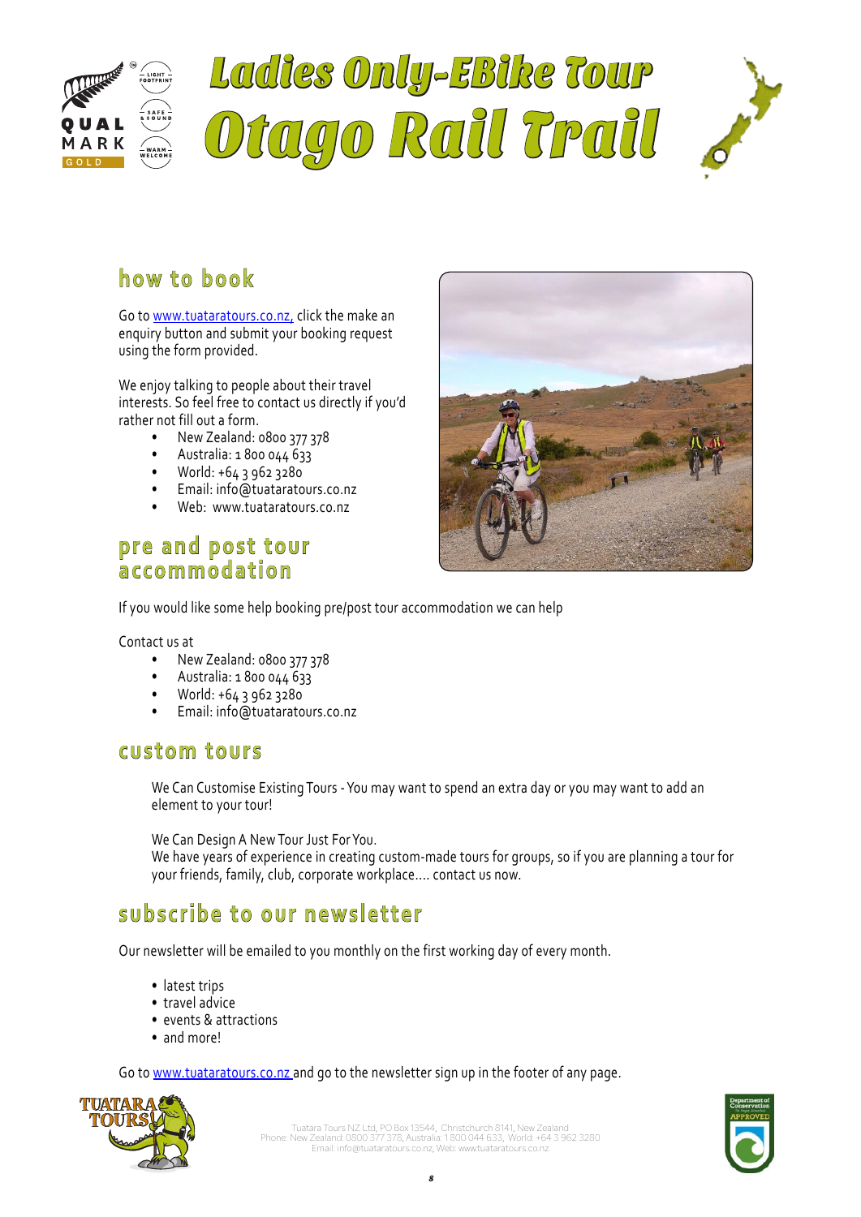# Ladies Only-EBike Tour
# Otago Rail Trail

## how to book

Go to www.tuataratours.co.nz, click the make an enquiry button and submit your booking request using the form provided.

We enjoy talking to people about their travel interests. So feel free to contact us directly if you'd rather not fill out a form.

- New Zealand: 0800 377 378
- Australia: 1 800 044 633
- World: +64 3 962 3280
- Email: info@tuataratours.co.nz
- Web: www.tuataratours.co.nz

## pre and post tour accommodation

If you would like some help booking pre/post tour accommodation we can help

Contact us at

- New Zealand: 0800 377 378
- Australia: 1 800 044 633
- World: +64 3 962 3280
- Email: info@tuataratours.co.nz

## custom tours

We Can Customise Existing Tours - You may want to spend an extra day or you may want to add an element to your tour!

We Can Design A New Tour Just For You.
We have years of experience in creating custom-made tours for groups, so if you are planning a tour for your friends, family, club, corporate workplace.... contact us now.

## subscribe to our newsletter

Our newsletter will be emailed to you monthly on the first working day of every month.

- latest trips
- travel advice
- events & attractions
- and more!

Go to www.tuataratours.co.nz and go to the newsletter sign up in the footer of any page.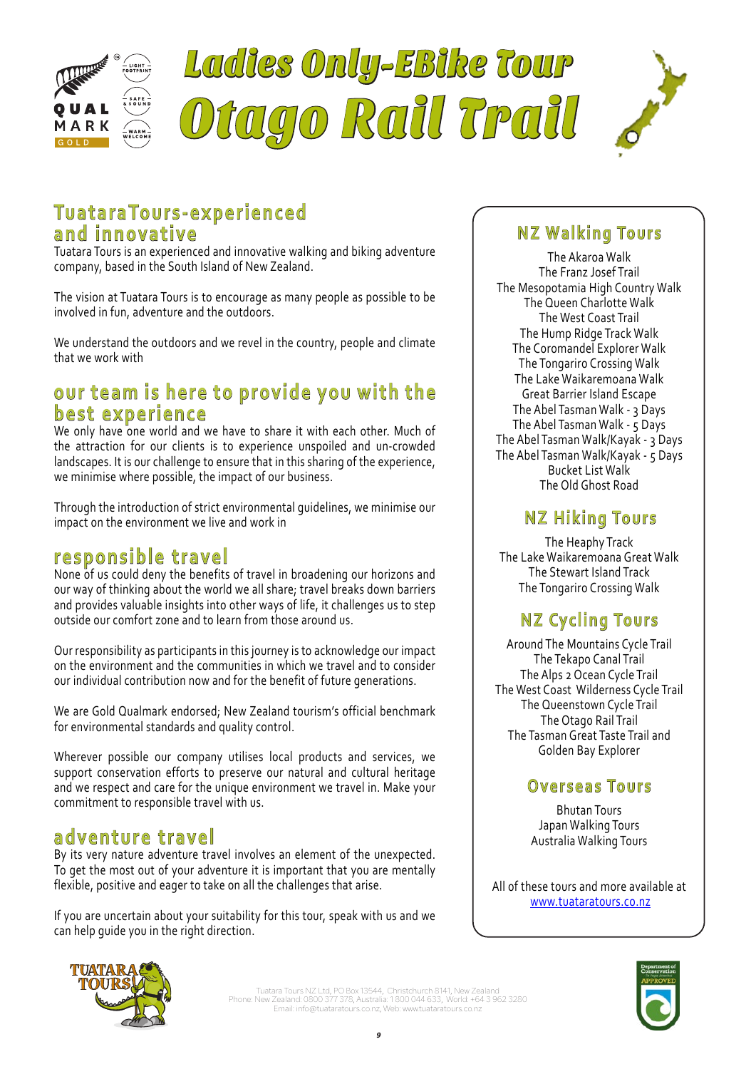# Ladies Only-EBike Tour
# Otago Rail Trail

## TuataraTours-experienced and innovative

Tuatara Tours is an experienced and innovative walking and biking adventure company, based in the South Island of New Zealand.

The vision at Tuatara Tours is to encourage as many people as possible to be involved in fun, adventure and the outdoors.

We understand the outdoors and we revel in the country, people and climate that we work with

## our team is here to provide you with the best experience

We only have one world and we have to share it with each other. Much of the attraction for our clients is to experience unspoiled and un-crowded landscapes. It is our challenge to ensure that in this sharing of the experience, we minimise where possible, the impact of our business.

Through the introduction of strict environmental guidelines, we minimise our impact on the environment we live and work in

## responsible travel

None of us could deny the benefits of travel in broadening our horizons and our way of thinking about the world we all share; travel breaks down barriers and provides valuable insights into other ways of life, it challenges us to step outside our comfort zone and to learn from those around us.

Our responsibility as participants in this journey is to acknowledge our impact on the environment and the communities in which we travel and to consider our individual contribution now and for the benefit of future generations.

We are Gold Qualmark endorsed; New Zealand tourism's official benchmark for environmental standards and quality control.

Wherever possible our company utilises local products and services, we support conservation efforts to preserve our natural and cultural heritage and we respect and care for the unique environment we travel in. Make your commitment to responsible travel with us.

## adventure travel

By its very nature adventure travel involves an element of the unexpected. To get the most out of your adventure it is important that you are mentally flexible, positive and eager to take on all the challenges that arise.

If you are uncertain about your suitability for this tour, speak with us and we can help guide you in the right direction.

## NZ Walking Tours

The Akaroa Walk
The Franz Josef Trail
The Mesopotamia High Country Walk
The Queen Charlotte Walk
The West Coast Trail
The Hump Ridge Track Walk
The Coromandel Explorer Walk
The Tongariro Crossing Walk
The Lake Waikaremoana Walk
Great Barrier Island Escape
The Abel Tasman Walk - 3 Days
The Abel Tasman Walk - 5 Days
The Abel Tasman Walk/Kayak - 3 Days
The Abel Tasman Walk/Kayak - 5 Days
Bucket List Walk
The Old Ghost Road

## NZ Hiking Tours

The Heaphy Track
The Lake Waikaremoana Great Walk
The Stewart Island Track
The Tongariro Crossing Walk

## NZ Cycling Tours

Around The Mountains Cycle Trail
The Tekapo Canal Trail
The Alps 2 Ocean Cycle Trail
The West Coast Wilderness Cycle Trail
The Queenstown Cycle Trail
The Otago Rail Trail
The Tasman Great Taste Trail and Golden Bay Explorer

## Overseas Tours

Bhutan Tours
Japan Walking Tours
Australia Walking Tours

All of these tours and more available at www.tuataratours.co.nz

Tuatara Tours NZ Ltd, PO Box 13544, Christchurch 8141, New Zealand
Phone: New Zealand: 0800 377 378, Australia: 1 800 044 633, World: +64 3 962 3280
Email: info@tuataratours.co.nz, Web: www.tuataratours.co.nz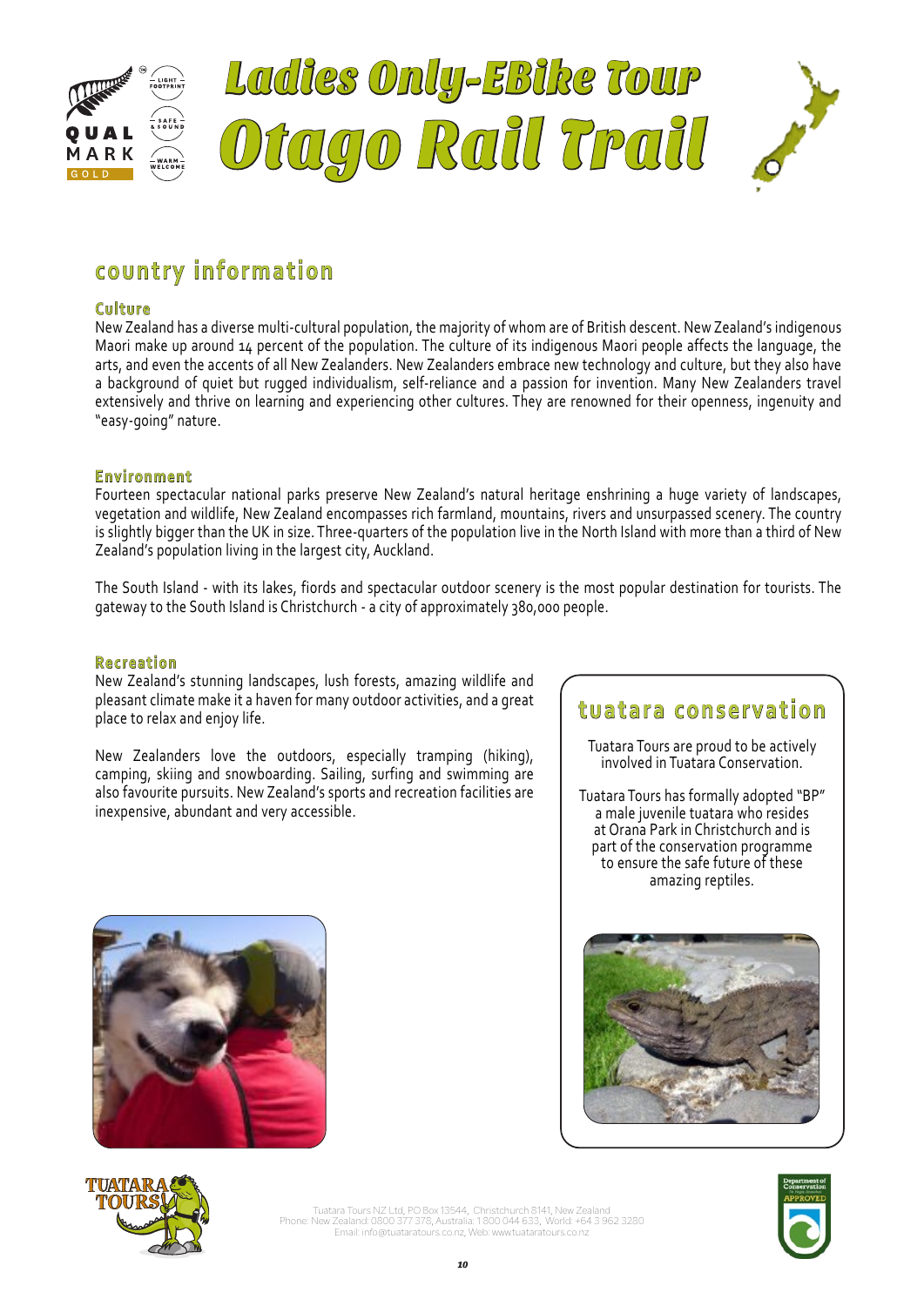# Ladies Only-EBike Tour
# Otago Rail Trail

## country information

### Culture

New Zealand has a diverse multi-cultural population, the majority of whom are of British descent. New Zealand's indigenous Maori make up around 14 percent of the population. The culture of its indigenous Maori people affects the language, the arts, and even the accents of all New Zealanders. New Zealanders embrace new technology and culture, but they also have a background of quiet but rugged individualism, self-reliance and a passion for invention. Many New Zealanders travel extensively and thrive on learning and experiencing other cultures. They are renowned for their openness, ingenuity and "easy-going" nature.

### Environment

Fourteen spectacular national parks preserve New Zealand's natural heritage enshrining a huge variety of landscapes, vegetation and wildlife, New Zealand encompasses rich farmland, mountains, rivers and unsurpassed scenery. The country is slightly bigger than the UK in size. Three-quarters of the population live in the North Island with more than a third of New Zealand's population living in the largest city, Auckland.

The South Island - with its lakes, fiords and spectacular outdoor scenery is the most popular destination for tourists. The gateway to the South Island is Christchurch - a city of approximately 380,000 people.

### Recreation

New Zealand's stunning landscapes, lush forests, amazing wildlife and pleasant climate make it a haven for many outdoor activities, and a great place to relax and enjoy life.

New Zealanders love the outdoors, especially tramping (hiking), camping, skiing and snowboarding. Sailing, surfing and swimming are also favourite pursuits. New Zealand's sports and recreation facilities are inexpensive, abundant and very accessible.

## tuatara conservation

Tuatara Tours are proud to be actively involved in Tuatara Conservation.

Tuatara Tours has formally adopted "BP" a male juvenile tuatara who resides at Orana Park in Christchurch and is part of the conservation programme to ensure the safe future of these amazing reptiles.

Tuatara Tours NZ Ltd, PO Box 13544, Christchurch 8141, New Zealand
Phone: New Zealand: 0800 377 378, Australia: 1 800 044 633, World: +64 3 962 3280
Email: info@tuataratours.co.nz, Web: www.tuataratours.co.nz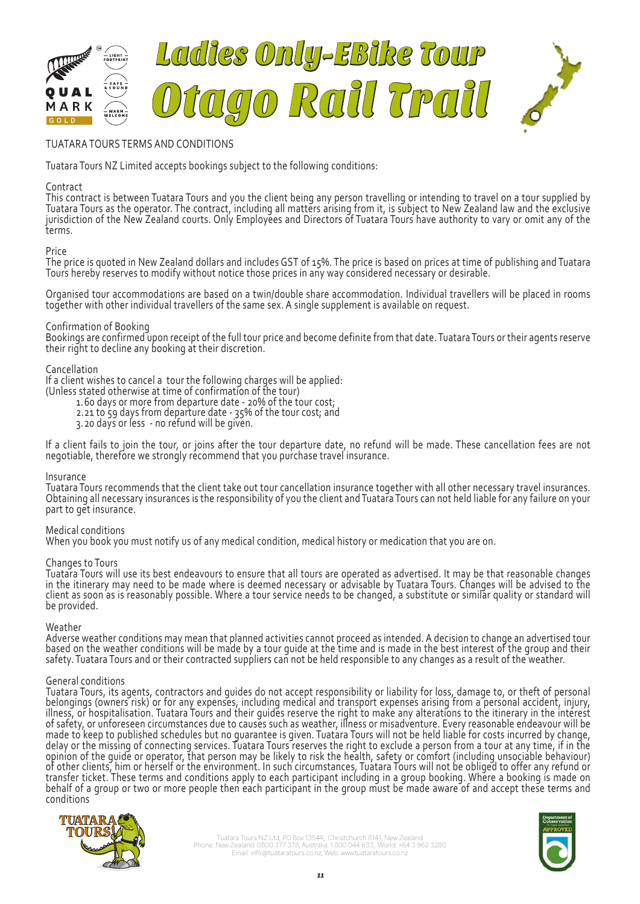# Ladies Only-EBike Tour
# Otago Rail Trail

## TUATARA TOURS TERMS AND CONDITIONS

Tuatara Tours NZ Limited accepts bookings subject to the following conditions:

### Contract

This contract is between Tuatara Tours and you the client being any person travelling or intending to travel on a tour supplied by Tuatara Tours as the operator. The contract, including all matters arising from it, is subject to New Zealand law and the exclusive jurisdiction of the New Zealand courts. Only Employees and Directors of Tuatara Tours have authority to vary or omit any of the terms.

### Price

The price is quoted in New Zealand dollars and includes GST of 15%. The price is based on prices at time of publishing and Tuatara Tours hereby reserves to modify without notice those prices in any way considered necessary or desirable.

Organised tour accommodations are based on a twin/double share accommodation. Individual travellers will be placed in rooms together with other individual travellers of the same sex. A single supplement is available on request.

### Confirmation of Booking

Bookings are confirmed upon receipt of the full tour price and become definite from that date. Tuatara Tours or their agents reserve their right to decline any booking at their discretion.

### Cancellation

If a client wishes to cancel a tour the following charges will be applied:
(Unless stated otherwise at time of confirmation of the tour)

1. 60 days or more from departure date - 20% of the tour cost;
2. 21 to 59 days from departure date - 35% of the tour cost; and
3. 20 days or less - no refund will be given.

If a client fails to join the tour, or joins after the tour departure date, no refund will be made. These cancellation fees are not negotiable, therefore we strongly recommend that you purchase travel insurance.

### Insurance

Tuatara Tours recommends that the client take out tour cancellation insurance together with all other necessary travel insurances. Obtaining all necessary insurances is the responsibility of you the client and Tuatara Tours can not held liable for any failure on your part to get insurance.

### Medical conditions

When you book you must notify us of any medical condition, medical history or medication that you are on.

### Changes to Tours

Tuatara Tours will use its best endeavours to ensure that all tours are operated as advertised. It may be that reasonable changes in the itinerary may need to be made where is deemed necessary or advisable by Tuatara Tours. Changes will be advised to the client as soon as is reasonably possible. Where a tour service needs to be changed, a substitute or similar quality or standard will be provided.

### Weather

Adverse weather conditions may mean that planned activities cannot proceed as intended. A decision to change an advertised tour based on the weather conditions will be made by a tour guide at the time and is made in the best interest of the group and their safety. Tuatara Tours and or their contracted suppliers can not be held responsible to any changes as a result of the weather.

### General conditions

Tuatara Tours, its agents, contractors and guides do not accept responsibility or liability for loss, damage to, or theft of personal belongings (owners risk) or for any expenses, including medical and transport expenses arising from a personal accident, injury, illness, or hospitalisation. Tuatara Tours and their guides reserve the right to make any alterations to the itinerary in the interest of safety, or unforeseen circumstances due to causes such as weather, illness or misadventure. Every reasonable endeavour will be made to keep to published schedules but no guarantee is given. Tuatara Tours will not be held liable for costs incurred by change, delay or the missing of connecting services. Tuatara Tours reserves the right to exclude a person from a tour at any time, if in the opinion of the guide or operator, that person may be likely to risk the health, safety or comfort (including unsociable behaviour) of other clients, him or herself or the environment. In such circumstances, Tuatara Tours will not be obliged to offer any refund or transfer ticket. These terms and conditions apply to each participant including in a group booking. Where a booking is made on behalf of a group or two or more people then each participant in the group must be made aware of and accept these terms and conditions

Tuatara Tours NZ Ltd, PO Box 13544, Christchurch 8141, New Zealand
Phone: New Zealand: 0800 377 378, Australia: 1 800 044 633, World: +64 3 962 3280
Email: info@tuataratours.co.nz, Web: www.tuataratours.co.nz